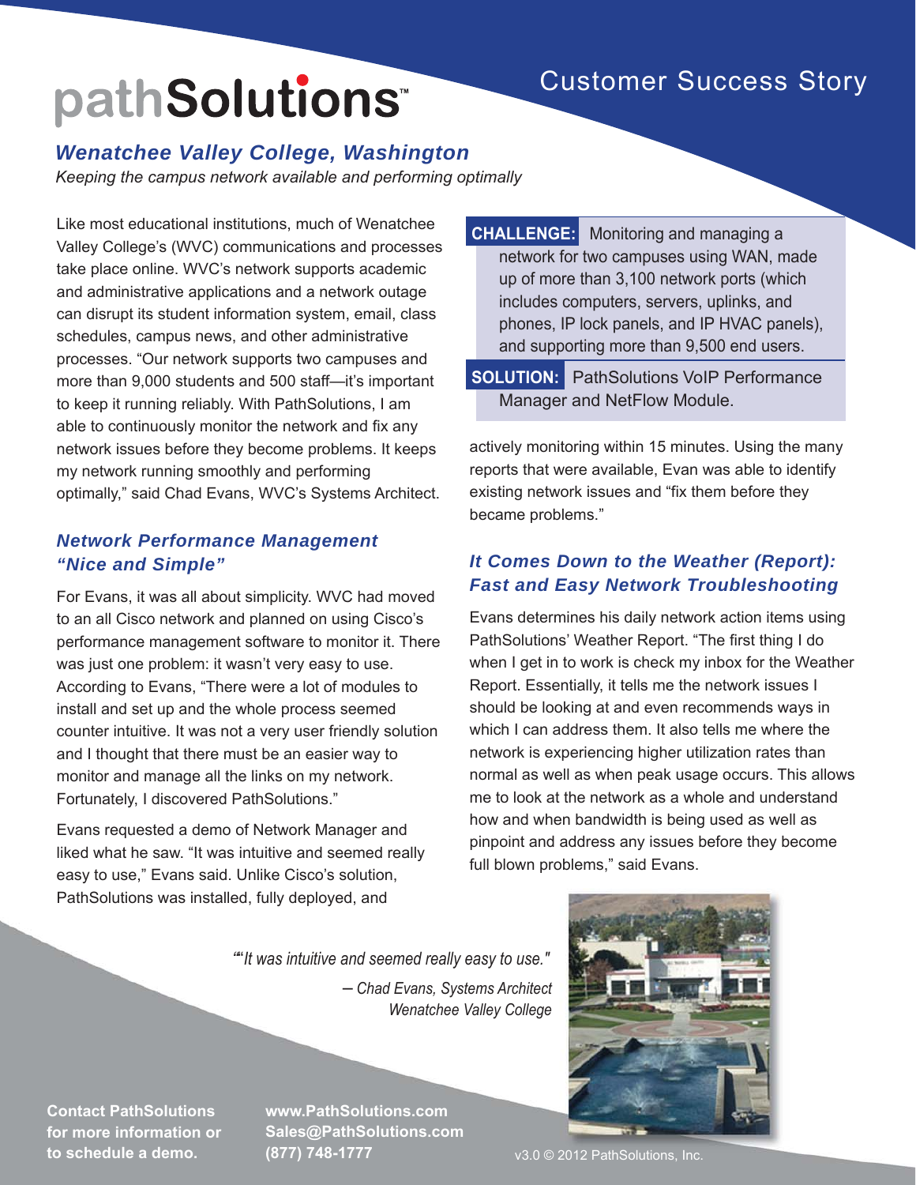# pathSolutions™

Customer Success Story

## *Wenatchee Valley College, Washington*

*Keeping the campus network available and performing optimally*

Like most educational institutions, much of Wenatchee Valley College's (WVC) communications and processes take place online. WVC's network supports academic and administrative applications and a network outage can disrupt its student information system, email, class schedules, campus news, and other administrative processes. "Our network supports two campuses and more than 9,000 students and 500 staff—it's important to keep it running reliably. With PathSolutions, I am able to continuously monitor the network and fix any network issues before they become problems. It keeps my network running smoothly and performing optimally," said Chad Evans, WVC's Systems Architect.

**CHALLENGE:** Monitoring and managing a network for two campuses using WAN, made up of more than 3,100 network ports (which includes computers, servers, uplinks, and phones, IP lock panels, and IP HVAC panels), and supporting more than 9,500 end users.

**SOLUTION:** PathSolutions VoIP Performance Manager and NetFlow Module.

### *Network Performance Management "Nice and Simple"*

For Evans, it was all about simplicity. WVC had moved to an all Cisco network and planned on using Cisco's performance management software to monitor it. There was just one problem: it wasn't very easy to use. According to Evans, "There were a lot of modules to install and set up and the whole process seemed counter intuitive. It was not a very user friendly solution and I thought that there must be an easier way to monitor and manage all the links on my network. Fortunately, I discovered PathSolutions."

Evans requested a demo of Network Manager and liked what he saw. "It was intuitive and seemed really easy to use," Evans said. Unlike Cisco's solution, PathSolutions was installed, fully deployed, and actively monitoring within 15 minutes. Using the many reports that were available, Evan was able to identify existing network issues and "fix them before they became problems."

### *It Comes Down to the Weather (Report): Fast and Easy Network Troubleshooting*

Evans determines his daily network action items using PathSolutions' Weather Report. "The first thing I do when I get in to work is check my inbox for the Weather Report. Essentially, it tells me the network issues I should be looking at and even recommends ways in which I can address them. It also tells me where the network is experiencing higher utilization rates than normal as well as when peak usage occurs. This allows me to look at the network as a whole and understand how and when bandwidth is being used as well as pinpoint and address any issues before they become full blown problems," said Evans.

*"It was intuitive and seemed really easy to use."*

*– Chad Evans, Systems Architect*
*Wenatchee Valley College*

**Contact PathSolutions for more information or to schedule a demo.**

**www.PathSolutions.com**
**Sales@PathSolutions.com**
**(877) 748-1777**

v3.0 © 2012 PathSolutions, Inc.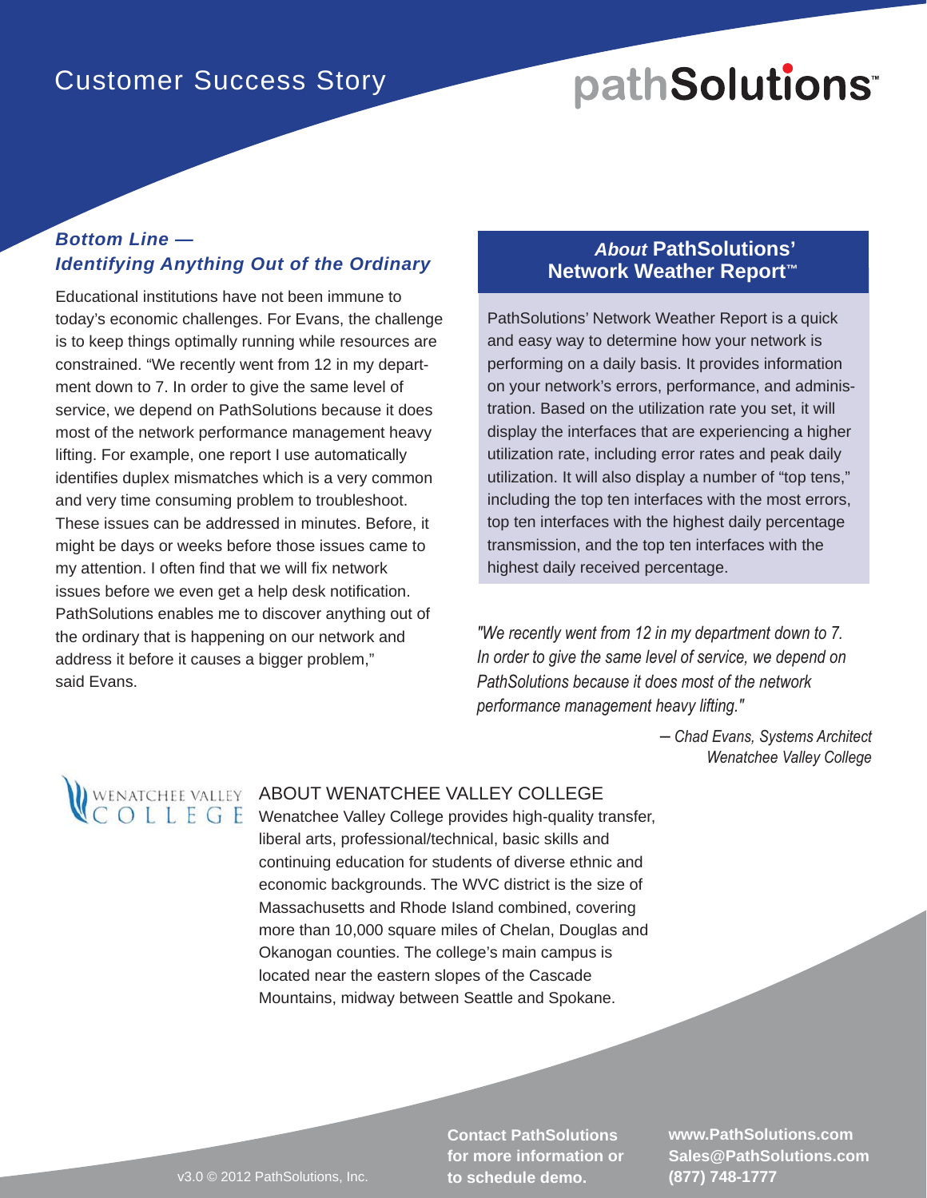Customer Success Story

pathSolutions™

### *Bottom Line — Identifying Anything Out of the Ordinary*

Educational institutions have not been immune to today's economic challenges. For Evans, the challenge is to keep things optimally running while resources are constrained. "We recently went from 12 in my department down to 7. In order to give the same level of service, we depend on PathSolutions because it does most of the network performance management heavy lifting. For example, one report I use automatically identifies duplex mismatches which is a very common and very time consuming problem to troubleshoot. These issues can be addressed in minutes. Before, it might be days or weeks before those issues came to my attention. I often find that we will fix network issues before we even get a help desk notification. PathSolutions enables me to discover anything out of the ordinary that is happening on our network and address it before it causes a bigger problem," said Evans.

### *About* PathSolutions' Network Weather Report™

PathSolutions' Network Weather Report is a quick and easy way to determine how your network is performing on a daily basis. It provides information on your network's errors, performance, and administration. Based on the utilization rate you set, it will display the interfaces that are experiencing a higher utilization rate, including error rates and peak daily utilization. It will also display a number of "top tens," including the top ten interfaces with the most errors, top ten interfaces with the highest daily percentage transmission, and the top ten interfaces with the highest daily received percentage.

*"We recently went from 12 in my department down to 7. In order to give the same level of service, we depend on PathSolutions because it does most of the network performance management heavy lifting."*

*– Chad Evans, Systems Architect*
*Wenatchee Valley College*

WENATCHEE VALLEY COLLEGE

### ABOUT WENATCHEE VALLEY COLLEGE

Wenatchee Valley College provides high-quality transfer, liberal arts, professional/technical, basic skills and continuing education for students of diverse ethnic and economic backgrounds. The WVC district is the size of Massachusetts and Rhode Island combined, covering more than 10,000 square miles of Chelan, Douglas and Okanogan counties. The college's main campus is located near the eastern slopes of the Cascade Mountains, midway between Seattle and Spokane.

v3.0 © 2012 PathSolutions, Inc.

**Contact PathSolutions for more information or to schedule demo.**

**www.PathSolutions.com**
**Sales@PathSolutions.com**
**(877) 748-1777**